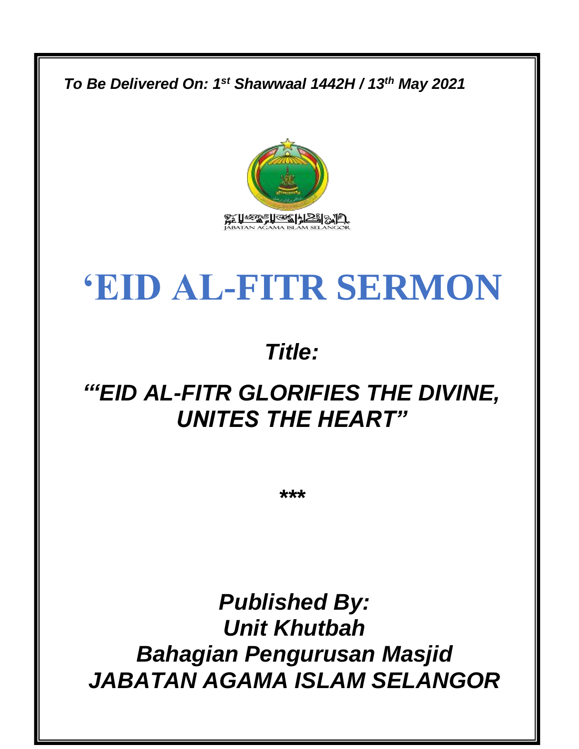*To Be Delivered On: 1st Shawwaal 1442H / 13th May 2021*

JABATAN AGAMA ISLAM SELANGOR

# ‘EID AL-FITR SERMON

***Title:***

## *“‘EID AL-FITR GLORIFIES THE DIVINE, UNITES THE HEART”*

***

***Published By:***
***Unit Khutbah***
***Bahagian Pengurusan Masjid***
***JABATAN AGAMA ISLAM SELANGOR***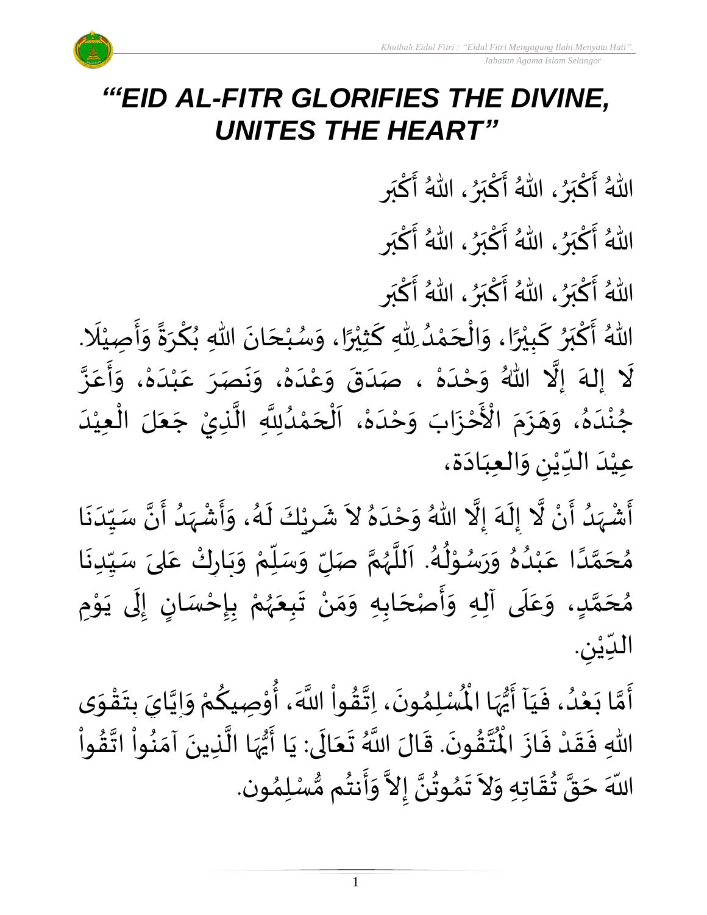# "'EID AL-FITR GLORIFIES THE DIVINE, UNITES THE HEART"

اللهُ أَكْبَرُ، اللهُ أَكْبَرُ، اللهُ أَكْبَر

اللهُ أَكْبَرُ، اللهُ أَكْبَرُ، اللهُ أَكْبَر

اللهُ أَكْبَرُ، اللهُ أَكْبَرُ، اللهُ أَكْبَر

اللهُ أَكْبَرُ كَبِيْرًا، وَالْحَمْدُ لِلّٰهِ كَثِيْرًا، وَسُبْحَانَ اللهِ بُكْرَةً وَأَصِيْلًا. لَا إِلٰهَ إِلَّا اللهُ وَحْدَهْ ، صَدَقَ وَعْدَهْ، وَنَصَرَ عَبْدَهْ، وَأَعَزَّ جُنْدَهُ، وَهَزَمَ الْأَحْزَابَ وَحْدَهْ، اَلْحَمْدُلِلَّهِ الَّذِيْ جَعَلَ الْعِيْدَ عِيْدَ الدِّيْنِ وَالعِبَادَة،

أَشْهَدُ أَنْ لَّا إِلَهَ إِلَّا اللهُ وَحْدَهُ لاَ شَرِيْكَ لَهُ، وَأَشْهَدُ أَنَّ سَيِّدَنَا مُحَمَّدًا عَبْدُهُ وَرَسُوْلُهُ. اَللَّهُمَّ صَلِّ وَسَلِّمْ وَبَارِكْ عَلىَ سَيِّدِنَا مُحَمَّدٍ، وَعَلَى آلِهِ وَأَصْحَابِهِ وَمَنْ تَبِعَهُمْ بِإِحْسَانٍ إِلَى يَوْمِ الدِّيْنِ.

أَمَّا بَعْدُ، فَيَآ أَيُّهَا الْمُسْلِمُونَ، اِتَّقُواْ اللَّهَ، أُوْصِيكُمْ وَإِيَّايَ بِتَقْوَى اللّٰهِ فَقَدْ فَازَ الْمُتَّقُونَ. قَالَ اللَّهُ تَعَالَى: يَا أَيُّهَا الَّذِينَ آمَنُواْ اتَّقُواْ اللّهَ حَقَّ تُقَاتِهِ وَلاَ تَمُوتُنَّ إِلاَّ وَأَنتُم مُّسْلِمُون.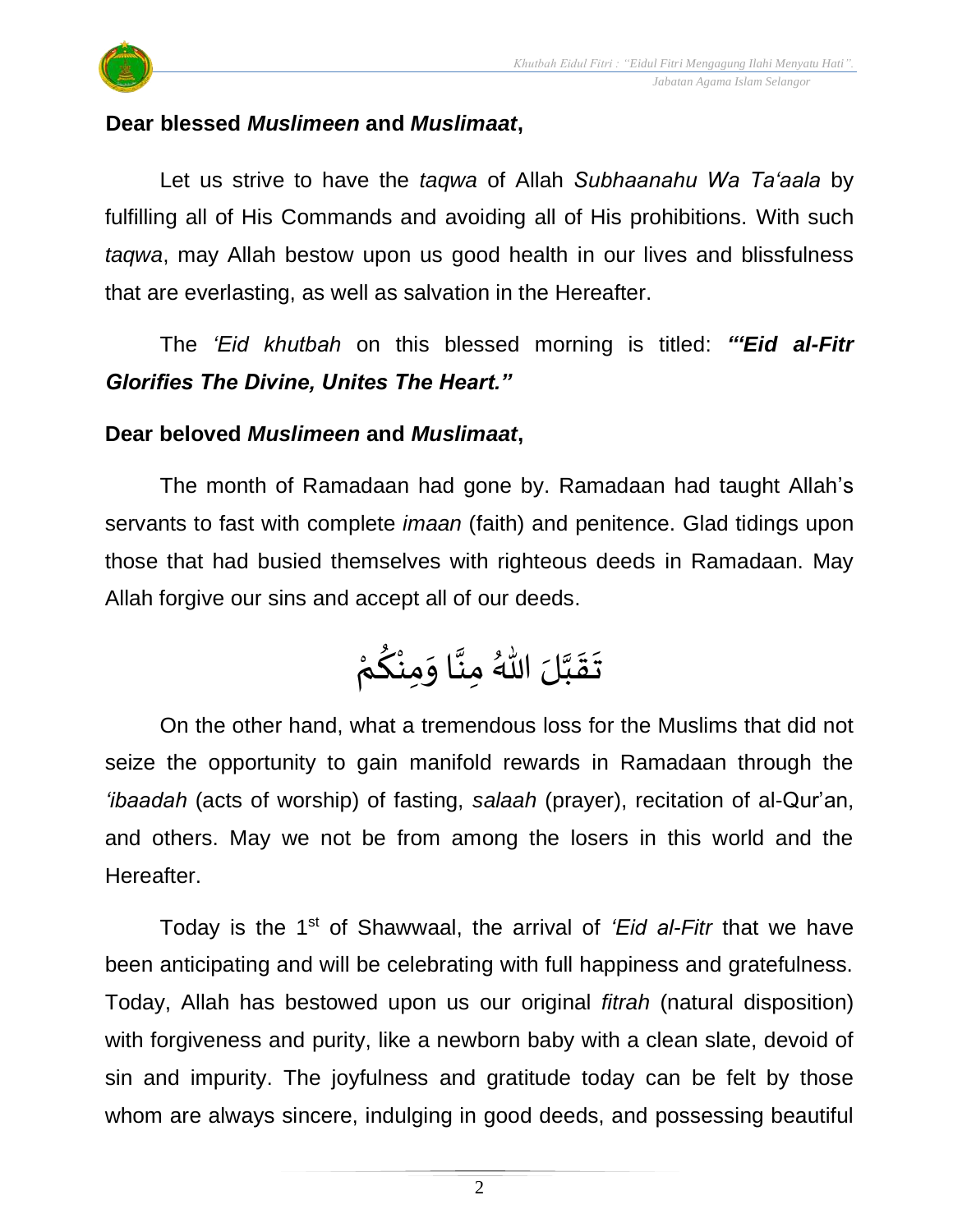**Dear blessed *Muslimeen* and *Muslimaat*,**

Let us strive to have the *taqwa* of Allah *Subhaanahu Wa Ta'aala* by fulfilling all of His Commands and avoiding all of His prohibitions. With such *taqwa*, may Allah bestow upon us good health in our lives and blissfulness that are everlasting, as well as salvation in the Hereafter.

The *'Eid khutbah* on this blessed morning is titled: ***"'Eid al-Fitr Glorifies The Divine, Unites The Heart."***

**Dear beloved *Muslimeen* and *Muslimaat*,**

The month of Ramadaan had gone by. Ramadaan had taught Allah's servants to fast with complete *imaan* (faith) and penitence. Glad tidings upon those that had busied themselves with righteous deeds in Ramadaan. May Allah forgive our sins and accept all of our deeds.

تَقَبَّلَ اللّٰهُ مِنَّا وَمِنْكُمْ

On the other hand, what a tremendous loss for the Muslims that did not seize the opportunity to gain manifold rewards in Ramadaan through the *'ibaadah* (acts of worship) of fasting, *salaah* (prayer), recitation of al-Qur'an, and others. May we not be from among the losers in this world and the Hereafter.

Today is the 1st of Shawwaal, the arrival of *'Eid al-Fitr* that we have been anticipating and will be celebrating with full happiness and gratefulness. Today, Allah has bestowed upon us our original *fitrah* (natural disposition) with forgiveness and purity, like a newborn baby with a clean slate, devoid of sin and impurity. The joyfulness and gratitude today can be felt by those whom are always sincere, indulging in good deeds, and possessing beautiful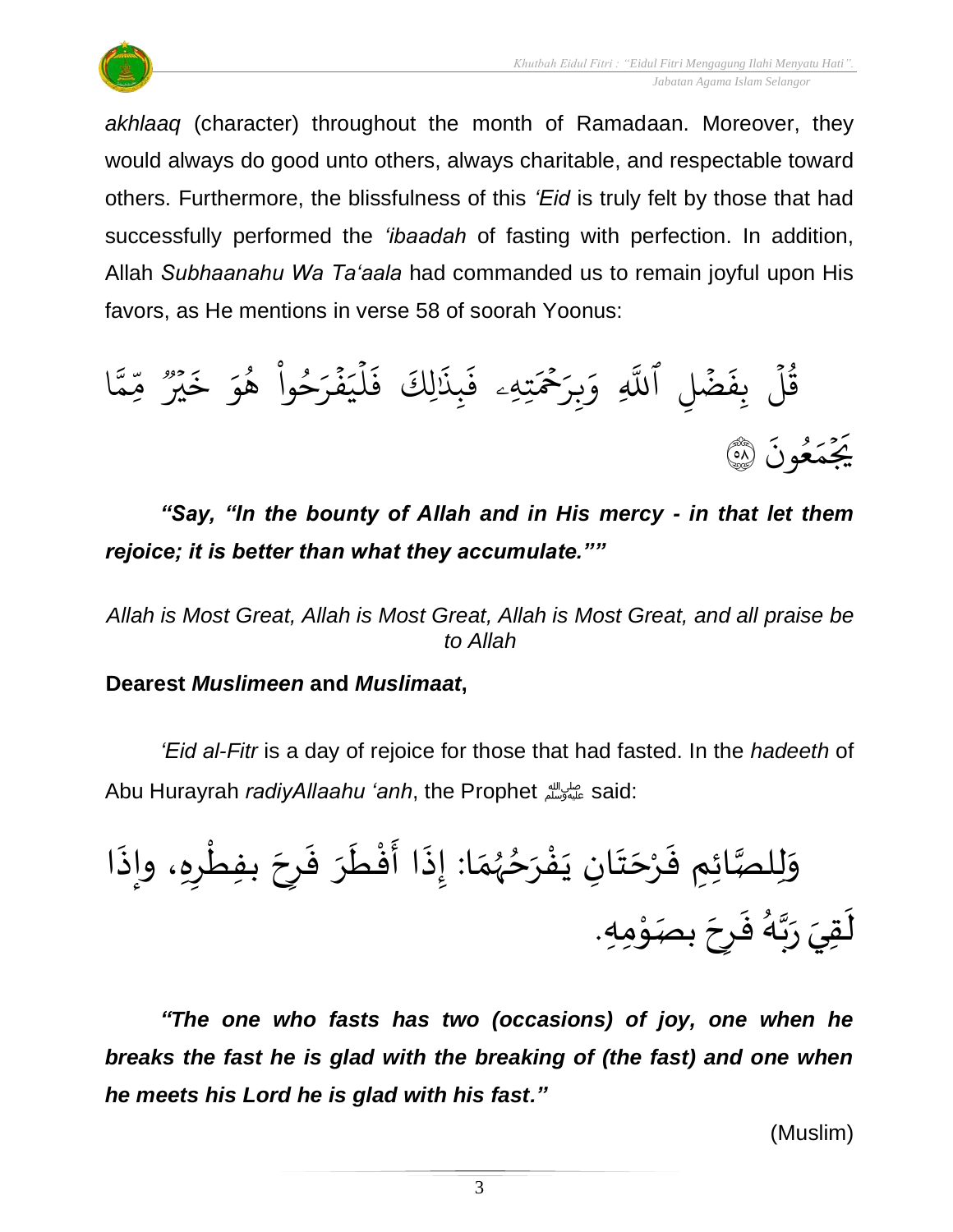*akhlaaq* (character) throughout the month of Ramadaan. Moreover, they would always do good unto others, always charitable, and respectable toward others. Furthermore, the blissfulness of this *'Eid* is truly felt by those that had successfully performed the *'ibaadah* of fasting with perfection. In addition, Allah *Subhaanahu Wa Ta'aala* had commanded us to remain joyful upon His favors, as He mentions in verse 58 of soorah Yoonus:

قُلۡ بِفَضۡلِ ٱللَّهِ وَبِرَحۡمَتِهِۦ فَبِذَٰلِكَ فَلۡيَفۡرَحُواْ هُوَ خَيۡرٞ مِّمَّا يَجۡمَعُونَ ۝٥٨

***"Say, "In the bounty of Allah and in His mercy - in that let them rejoice; it is better than what they accumulate.""***

*Allah is Most Great, Allah is Most Great, Allah is Most Great, and all praise be to Allah*

**Dearest *Muslimeen* and *Muslimaat*,**

*'Eid al-Fitr* is a day of rejoice for those that had fasted. In the *hadeeth* of Abu Hurayrah *radiyAllaahu 'anh*, the Prophet ﷺ said:

وَلِلصَّائِمِ فَرْحَتَانِ يَفْرَحُهُمَا: إِذَا أَفْطَرَ فَرِحَ بفِطْرِهِ، وإِذَا لَقِيَ رَبَّهُ فَرِحَ بصَوْمِهِ.

***"The one who fasts has two (occasions) of joy, one when he breaks the fast he is glad with the breaking of (the fast) and one when he meets his Lord he is glad with his fast."***

(Muslim)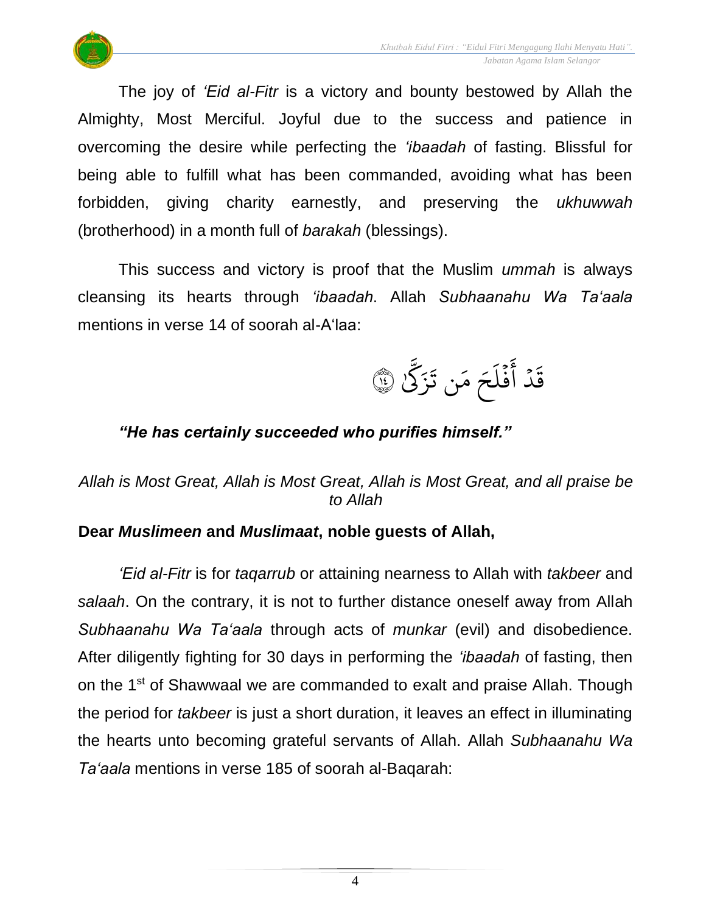The joy of *'Eid al-Fitr* is a victory and bounty bestowed by Allah the Almighty, Most Merciful. Joyful due to the success and patience in overcoming the desire while perfecting the *'ibaadah* of fasting. Blissful for being able to fulfill what has been commanded, avoiding what has been forbidden, giving charity earnestly, and preserving the *ukhuwwah* (brotherhood) in a month full of *barakah* (blessings).

This success and victory is proof that the Muslim *ummah* is always cleansing its hearts through *'ibaadah*. Allah *Subhaanahu Wa Ta'aala* mentions in verse 14 of soorah al-A'laa:

قَدۡ أَفۡلَحَ مَن تَزَكَّىٰ ۝١٤

***"He has certainly succeeded who purifies himself."***

*Allah is Most Great, Allah is Most Great, Allah is Most Great, and all praise be to Allah*

**Dear *Muslimeen* and *Muslimaat*, noble guests of Allah,**

*'Eid al-Fitr* is for *taqarrub* or attaining nearness to Allah with *takbeer* and *salaah*. On the contrary, it is not to further distance oneself away from Allah *Subhaanahu Wa Ta'aala* through acts of *munkar* (evil) and disobedience. After diligently fighting for 30 days in performing the *'ibaadah* of fasting, then on the 1st of Shawwaal we are commanded to exalt and praise Allah. Though the period for *takbeer* is just a short duration, it leaves an effect in illuminating the hearts unto becoming grateful servants of Allah. Allah *Subhaanahu Wa Ta'aala* mentions in verse 185 of soorah al-Baqarah: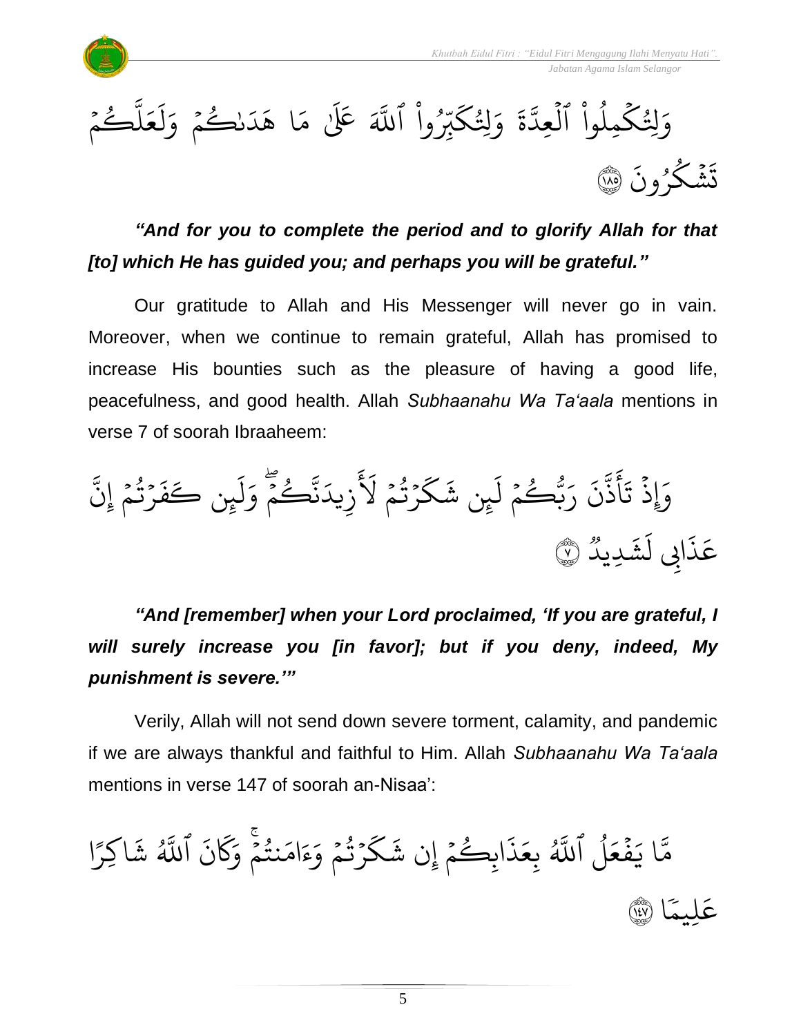وَلِتُكۡمِلُواْ ٱلۡعِدَّةَ وَلِتُكَبِّرُواْ ٱللَّهَ عَلَىٰ مَا هَدَىٰكُمۡ وَلَعَلَّكُمۡ تَشۡكُرُونَ ١٨٥

***"And for you to complete the period and to glorify Allah for that [to] which He has guided you; and perhaps you will be grateful."***

Our gratitude to Allah and His Messenger will never go in vain. Moreover, when we continue to remain grateful, Allah has promised to increase His bounties such as the pleasure of having a good life, peacefulness, and good health. Allah *Subhaanahu Wa Ta'aala* mentions in verse 7 of soorah Ibraaheem:

وَإِذۡ تَأَذَّنَ رَبُّكُمۡ لَئِن شَكَرۡتُمۡ لَأَزِيدَنَّكُمۡۖ وَلَئِن كَفَرۡتُمۡ إِنَّ عَذَابِي لَشَدِيدٞ ٧

***"And [remember] when your Lord proclaimed, 'If you are grateful, I will surely increase you [in favor]; but if you deny, indeed, My punishment is severe.'"***

Verily, Allah will not send down severe torment, calamity, and pandemic if we are always thankful and faithful to Him. Allah *Subhaanahu Wa Ta'aala* mentions in verse 147 of soorah an-Nisaa':

مَّا يَفۡعَلُ ٱللَّهُ بِعَذَابِكُمۡ إِن شَكَرۡتُمۡ وَءَامَنتُمۡۚ وَكَانَ ٱللَّهُ شَاكِرًا عَلِيمٗا ١٤٧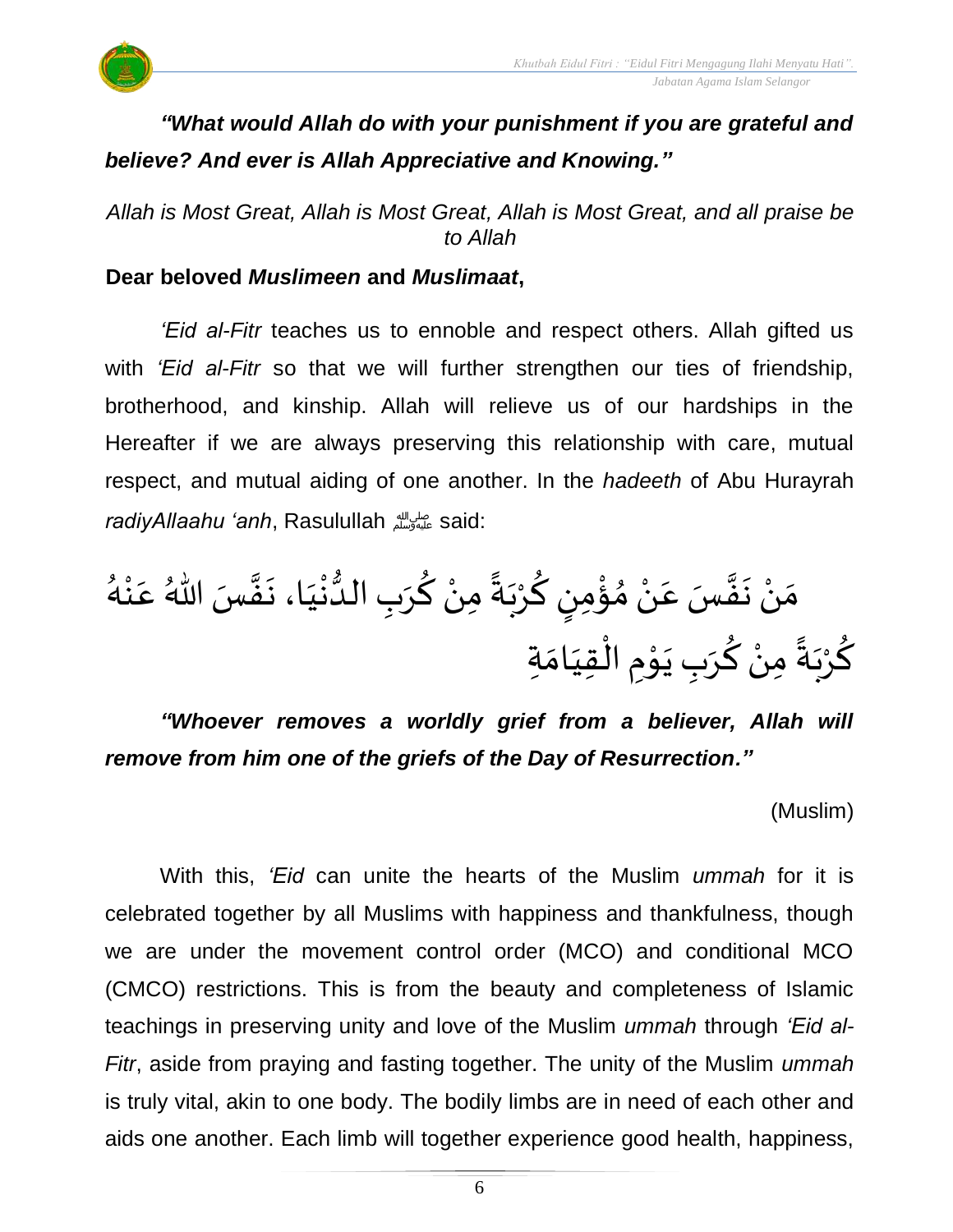***"What would Allah do with your punishment if you are grateful and believe? And ever is Allah Appreciative and Knowing."***

*Allah is Most Great, Allah is Most Great, Allah is Most Great, and all praise be to Allah*

**Dear beloved *Muslimeen* and *Muslimaat*,**

*'Eid al-Fitr* teaches us to ennoble and respect others. Allah gifted us with *'Eid al-Fitr* so that we will further strengthen our ties of friendship, brotherhood, and kinship. Allah will relieve us of our hardships in the Hereafter if we are always preserving this relationship with care, mutual respect, and mutual aiding of one another. In the *hadeeth* of Abu Hurayrah *radiyAllaahu 'anh*, Rasulullah ﷺ said:

مَنْ نَفَّسَ عَنْ مُؤْمِنٍ كُرْبَةً مِنْ كُرَبِ الدُّنْيَا، نَفَّسَ اللهُ عَنْهُ كُرْبَةً مِنْ كُرَبِ يَوْمِ الْقِيَامَةِ

***"Whoever removes a worldly grief from a believer, Allah will remove from him one of the griefs of the Day of Resurrection."***

(Muslim)

With this, *'Eid* can unite the hearts of the Muslim *ummah* for it is celebrated together by all Muslims with happiness and thankfulness, though we are under the movement control order (MCO) and conditional MCO (CMCO) restrictions. This is from the beauty and completeness of Islamic teachings in preserving unity and love of the Muslim *ummah* through *'Eid al-Fitr*, aside from praying and fasting together. The unity of the Muslim *ummah* is truly vital, akin to one body. The bodily limbs are in need of each other and aids one another. Each limb will together experience good health, happiness,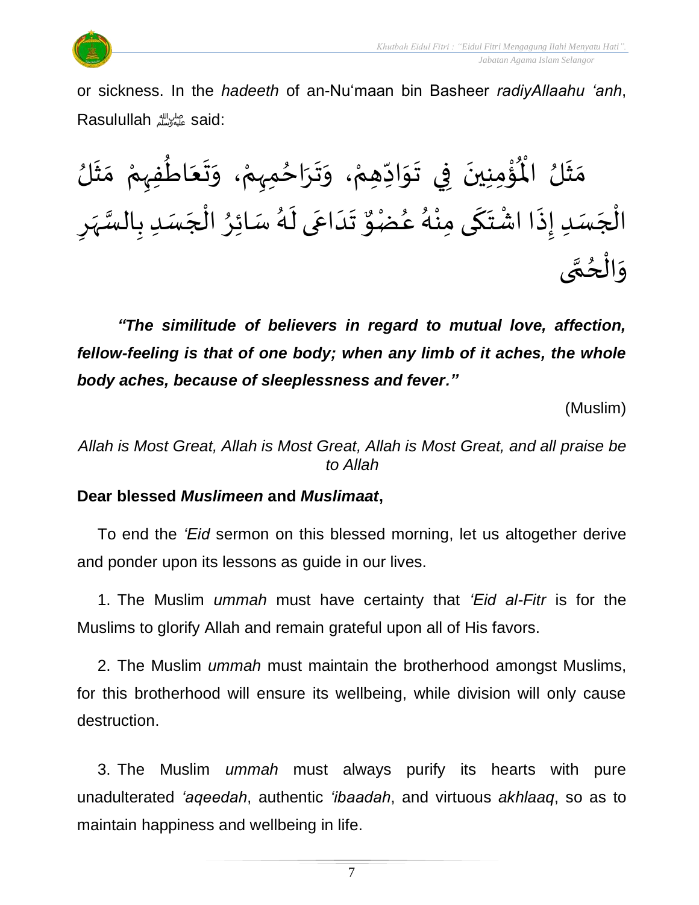or sickness. In the *hadeeth* of an-Nu'maan bin Basheer *radiyAllaahu 'anh*, Rasulullah ﷺ said:

مَثَلُ الْمُؤْمِنِينَ فِي تَوَادِّهِمْ، وَتَرَاحُمِهِمْ، وَتَعَاطُفِهِمْ مَثَلُ الْجَسَدِ إِذَا اشْتَكَى مِنْهُ عُضْوٌ تَدَاعَى لَهُ سَائِرُ الْجَسَدِ بِالسَّهَرِ وَالْحُمَّى

***"The similitude of believers in regard to mutual love, affection, fellow-feeling is that of one body; when any limb of it aches, the whole body aches, because of sleeplessness and fever."***

(Muslim)

*Allah is Most Great, Allah is Most Great, Allah is Most Great, and all praise be to Allah*

**Dear blessed *Muslimeen* and *Muslimaat*,**

To end the *'Eid* sermon on this blessed morning, let us altogether derive and ponder upon its lessons as guide in our lives.

1. The Muslim *ummah* must have certainty that *'Eid al-Fitr* is for the Muslims to glorify Allah and remain grateful upon all of His favors.

2. The Muslim *ummah* must maintain the brotherhood amongst Muslims, for this brotherhood will ensure its wellbeing, while division will only cause destruction.

3. The Muslim *ummah* must always purify its hearts with pure unadulterated *'aqeedah*, authentic *'ibaadah*, and virtuous *akhlaaq*, so as to maintain happiness and wellbeing in life.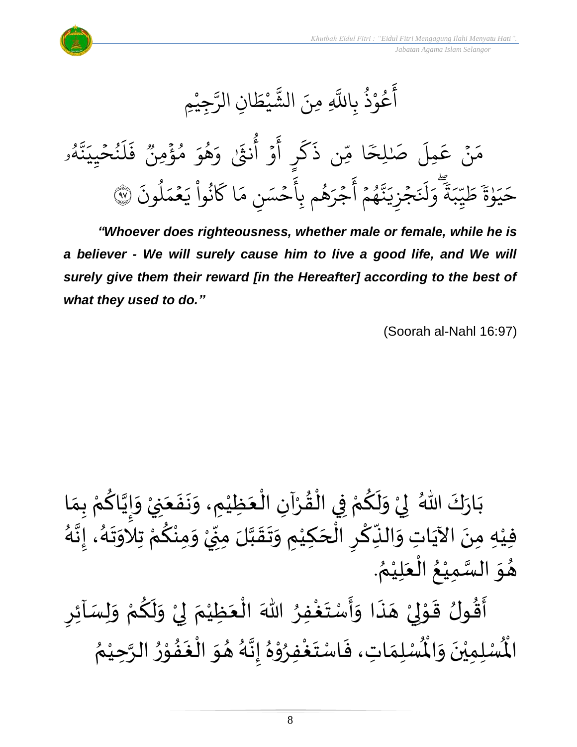أَعُوْذُ بِاللَّهِ مِنَ الشَّيْطَانِ الرَّجِيْمِ

مَنْ عَمِلَ صَٰلِحًا مِّن ذَكَرٍ أَوْ أُنثَىٰ وَهُوَ مُؤْمِنٌ فَلَنُحْيِيَنَّهُۥ حَيَوٰةً طَيِّبَةً ۖ وَلَنَجْزِيَنَّهُمْ أَجْرَهُم بِأَحْسَنِ مَا كَانُواْ يَعْمَلُونَ ﴿٩٧﴾

***"Whoever does righteousness, whether male or female, while he is a believer - We will surely cause him to live a good life, and We will surely give them their reward [in the Hereafter] according to the best of what they used to do."***

(Soorah al-Nahl 16:97)

بَارَكَ اللهُ لِيْ وَلَكُمْ فِي الْقُرْآنِ الْعَظِيْمِ، وَنَفَعَنِيْ وَإِيَّاكُمْ بِمَا فِيْهِ مِنَ الآيَاتِ وَالذِّكْرِ الْحَكِيْمِ وَتَقَبَّلَ مِنِّيْ وَمِنْكُمْ تِلاوَتَهُ، إِنَّهُ هُوَ السَّمِيْعُ الْعَلِيْمُ.

أَقُولُ قَوْلِيْ هَذَا وَأَسْتَغْفِرُ اللهَ الْعَظِيْمَ لِيْ وَلَكُمْ وَلِسَآئِرِ الْمُسْلِمِيْنَ وَالْمُسْلِمَاتِ، فَاسْتَغْفِرُوْهُ إِنَّهُ هُوَ الْغَفُوْرُ الرَّحِيْمُ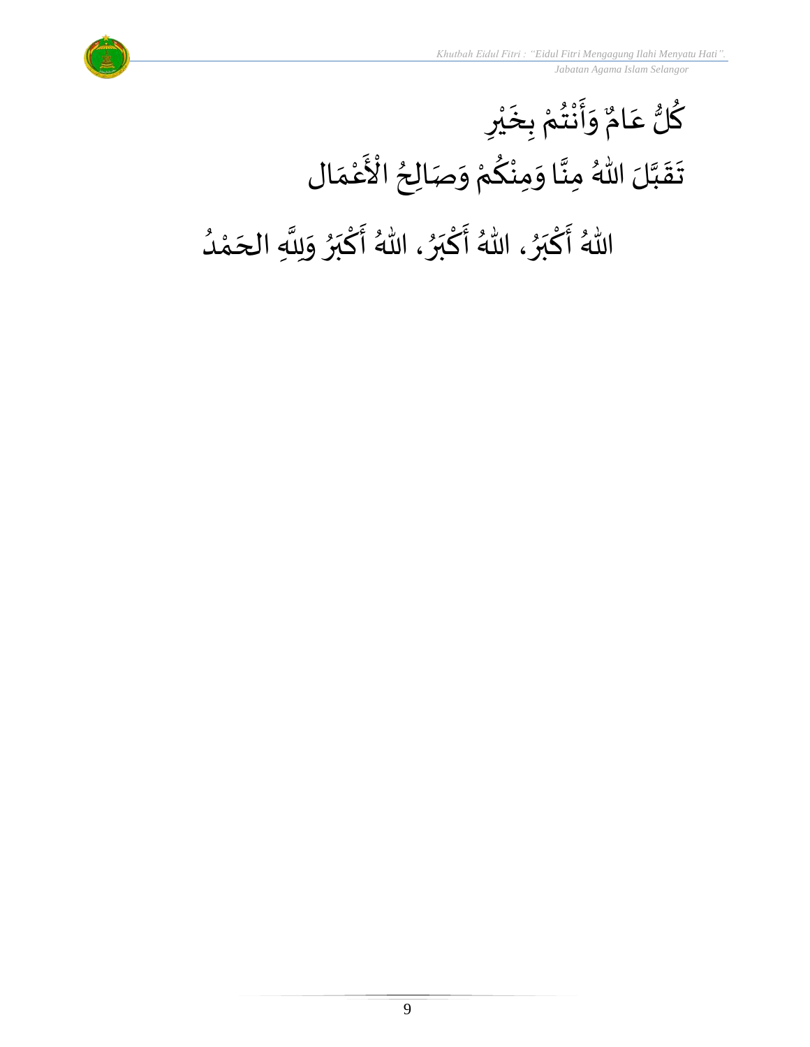كُلُّ عَامٍ وَأَنْتُمْ بِخَيْرٍ

تَقَبَّلَ اللهُ مِنَّا وَمِنْكُمْ وَصَالِحُ الْأَعْمَال

اللهُ أَكْبَرُ، اللهُ أَكْبَرُ، اللهُ أَكْبَرُ وَلِلَّهِ الحَمْدُ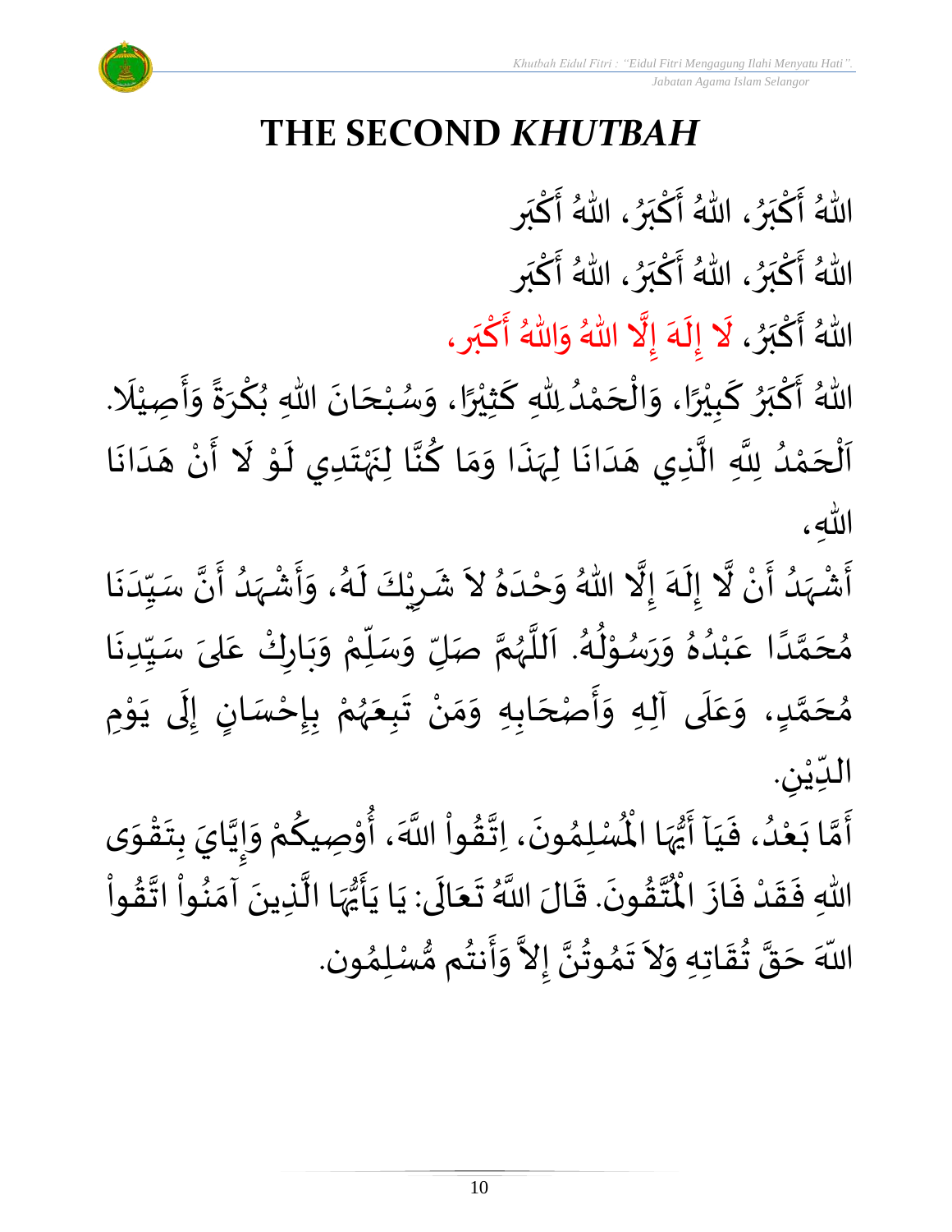# THE SECOND *KHUTBAH*

اللّٰهُ أَكْبَرُ، اللّٰهُ أَكْبَرُ، اللّٰهُ أَكْبَر

اللّٰهُ أَكْبَرُ، اللّٰهُ أَكْبَرُ، اللّٰهُ أَكْبَر

اللّٰهُ أَكْبَرُ، لَا إِلَهَ إِلَّا اللّٰهُ وَاللّٰهُ أَكْبَر،

اللّٰهُ أَكْبَرُ كَبِيْرًا، وَالْحَمْدُ لِلّٰهِ كَثِيْرًا، وَسُبْحَانَ اللّٰهِ بُكْرَةً وَأَصِيْلَا. اَلْحَمْدُ لِلَّهِ الَّذِي هَدَانَا لِهَٰذَا وَمَا كُنَّا لِنَهْتَدِي لَوْ لَا أَنْ هَدَانَا اللّٰهِ،

أَشْهَدُ أَنْ لَّا إِلَهَ إِلَّا اللّٰهُ وَحْدَهُ لاَ شَرِيْكَ لَهُ، وَأَشْهَدُ أَنَّ سَيِّدَنَا مُحَمَّدًا عَبْدُهُ وَرَسُوْلُهُ. اَللَّهُمَّ صَلِّ وَسَلِّمْ وَبَارِكْ عَلىَ سَيِّدِنَا مُحَمَّدٍ، وَعَلَى آلِهِ وَأَصْحَابِهِ وَمَنْ تَبِعَهُمْ بِإِحْسَانٍ إِلَى يَوْمِ الدِّيْنِ.

أَمَّا بَعْدُ، فَيَآ أَيُّهَا الْمُسْلِمُونَ، اِتَّقُواْ اللَّهَ، أُوْصِيكُمْ وَإِيَّايَ بِتَقْوَى اللهِ فَقَدْ فَازَ الْمُتَّقُونَ. قَالَ اللَّهُ تَعَالَى: يَا يَأَيُّهَا الَّذِينَ آمَنُواْ اتَّقُواْ اللّهَ حَقَّ تُقَاتِهِ وَلاَ تَمُوتُنَّ إِلاَّ وَأَنتُم مُّسْلِمُون.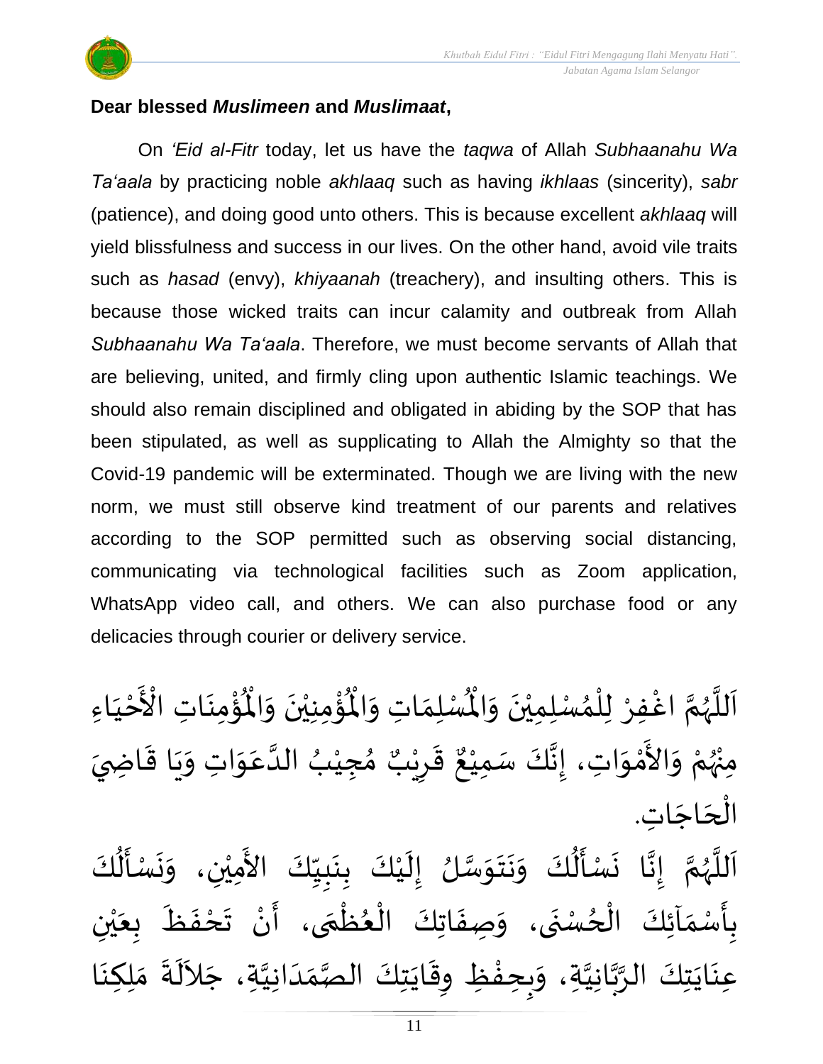**Dear blessed *Muslimeen* and *Muslimaat*,**

On *‘Eid al-Fitr* today, let us have the *taqwa* of Allah *Subhaanahu Wa Ta‘aala* by practicing noble *akhlaaq* such as having *ikhlaas* (sincerity), *sabr* (patience), and doing good unto others. This is because excellent *akhlaaq* will yield blissfulness and success in our lives. On the other hand, avoid vile traits such as *hasad* (envy), *khiyaanah* (treachery), and insulting others. This is because those wicked traits can incur calamity and outbreak from Allah *Subhaanahu Wa Ta‘aala*. Therefore, we must become servants of Allah that are believing, united, and firmly cling upon authentic Islamic teachings. We should also remain disciplined and obligated in abiding by the SOP that has been stipulated, as well as supplicating to Allah the Almighty so that the Covid-19 pandemic will be exterminated. Though we are living with the new norm, we must still observe kind treatment of our parents and relatives according to the SOP permitted such as observing social distancing, communicating via technological facilities such as Zoom application, WhatsApp video call, and others. We can also purchase food or any delicacies through courier or delivery service.

اَللَّهُمَّ اغْفِرْ لِلْمُسْلِمِيْنَ وَالْمُسْلِمَاتِ وَالْمُؤْمِنِيْنَ وَالْمُؤْمِنَاتِ الْأَحْيَاءِ مِنْهُمْ وَالأَمْوَاتِ، إِنَّكَ سَمِيْعٌ قَرِيْبٌ مُجِيْبُ الدَّعَوَاتِ وَيَا قَاضِيَ الْحَاجَاتِ.

اَللَّهُمَّ إِنَّا نَسْأَلُكَ وَنَتَوَسَّلُ إِلَيْكَ بِنَبِيِّكَ الأَمِيْنِ، وَنَسْأَلُكَ بِأَسْمَآئِكَ الْحُسْنَى، وَصِفَاتِكَ الْعُظْمَى، أَنْ تَحْفَظَ بِعَيْنِ عِنَايَتِكَ الرَّبَّانِيَّةِ، وَبِحِفْظِ وِقَايَتِكَ الصَّمَدَانِيَّةِ، جَلاَلَةَ مَلِكِنَا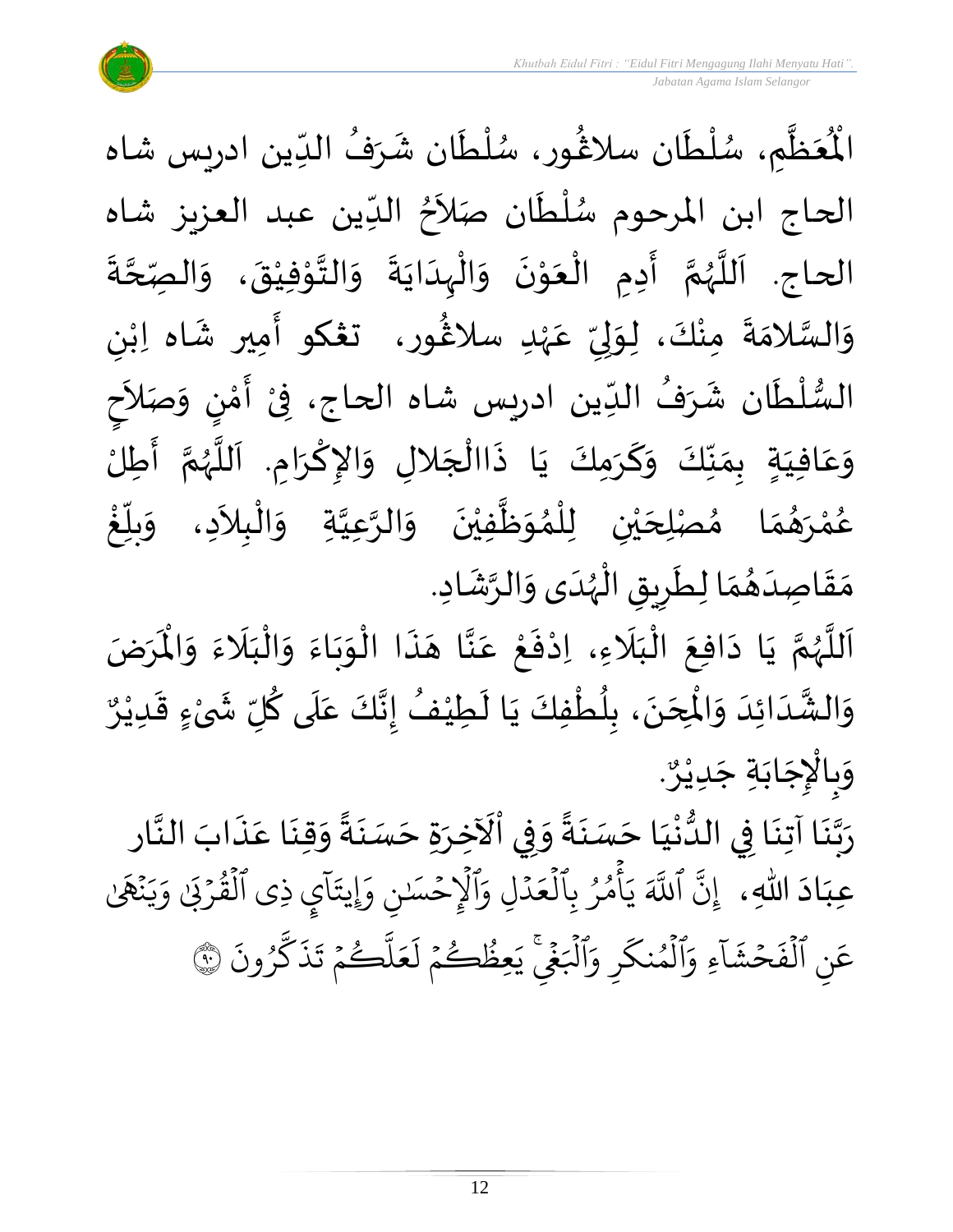الْمُعَظَّمِ، سُلْطَان سلاڠور، سُلْطَان شَرَفُ الدِّين ادريس شاه الحاج ابن المرحوم سُلْطَان صَلاَحُ الدِّين عبد العزيز شاه الحاج. اَللَّهُمَّ أَدِمِ الْعَوْنَ وَالْهِدَايَةَ وَالتَّوْفِيْقَ، وَالصِّحَّةَ وَالسَّلامَةَ مِنْكَ، لِوَلِيِّ عَهْدِ سلاڠور، تڠكو أَمِير شَاه اِبْنِ السُّلْطَان شَرَفُ الدِّين ادريس شاه الحاج، فِيْ أَمْنٍ وَصَلاَحٍ وَعَافِيَةٍ بِمَنِّكَ وَكَرَمِكَ يَا ذَاالْجَلالِ وَالإِكْرَامِ. اَللَّهُمَّ أَطِلْ عُمْرَهُمَا مُصْلِحَيْنِ لِلْمُوَظَّفِيْنَ وَالرَّعِيَّةِ وَالْبِلاَدِ، وَبلِّغْ مَقَاصِدَهُمَا لِطَرِيقِ الْهُدَى وَالرَّشَادِ.

اَللَّهُمَّ يَا دَافِعَ الْبَلَاءِ، اِدْفَعْ عَنَّا هَذَا الْوَبَاءَ وَالْبَلَاءَ وَالْمَرَضَ وَالشَّدَائِدَ وَالْمِحَنَ، بِلُطْفِكَ يَا لَطِيْفُ إِنَّكَ عَلَى كُلِّ شَيْءٍ قَدِيْرٌ وَبِالْإِجَابَةِ جَدِيْرٌ.

رَبَّنَا آتِنَا فِي الدُّنْيَا حَسَنَةً وَفِي ٱلآخِرَةِ حَسَنَةً وَقِنَا عَذَابَ النَّار

عِبَادَ اللهِ، إِنَّ ٱللَّهَ يَأۡمُرُ بِٱلۡعَدۡلِ وَٱلۡإِحۡسَٰنِ وَإِيتَآيِٕ ذِي ٱلۡقُرۡبَىٰ وَيَنۡهَىٰ عَنِ ٱلۡفَحۡشَآءِ وَٱلۡمُنكَرِ وَٱلۡبَغۡيِۚ يَعِظُكُمۡ لَعَلَّكُمۡ تَذَكَّرُونَ ﴿٩٠﴾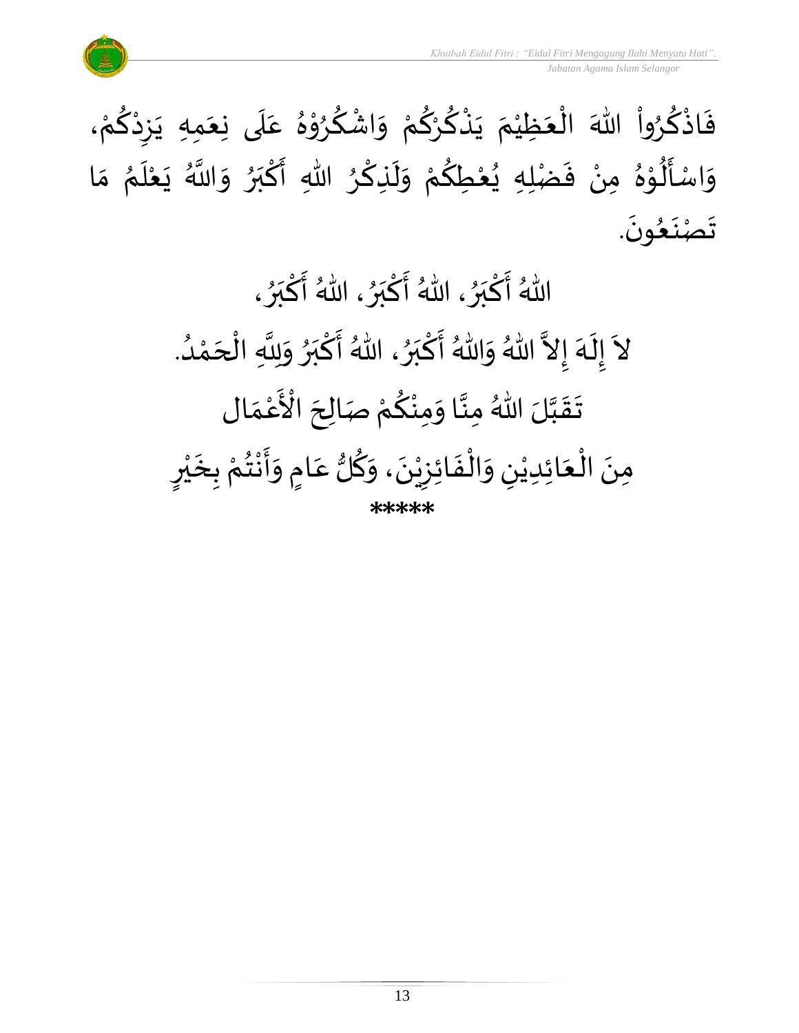فَاذْكُرُواْ اللهَ الْعَظِيْمَ يَذْكُرْكُمْ وَاشْكُرُوْهُ عَلَى نِعَمِهِ يَزِدْكُمْ، وَاسْأَلُوْهُ مِنْ فَضْلِهِ يُعْطِكُمْ وَلَذِكْرُ اللهِ أَكْبَرُ وَاللَّهُ يَعْلَمُ مَا تَصْنَعُونَ.

اللهُ أَكْبَرُ، اللهُ أَكْبَرُ، اللهُ أَكْبَرُ،

لاَ إِلَهَ إِلاَّ اللهُ وَاللهُ أَكْبَرُ، اللهُ أَكْبَرُ وَلِلَّهِ الْحَمْدُ.

تَقَبَّلَ اللهُ مِنَّا وَمِنْكُمْ صَالِحَ الْأَعْمَال

مِنَ الْعَائِدِيْنِ وَالْفَائِزِيْنَ، وَكُلُّ عَامٍ وَأَنْتُمْ بِخَيْرٍ

\*\*\*\*\*